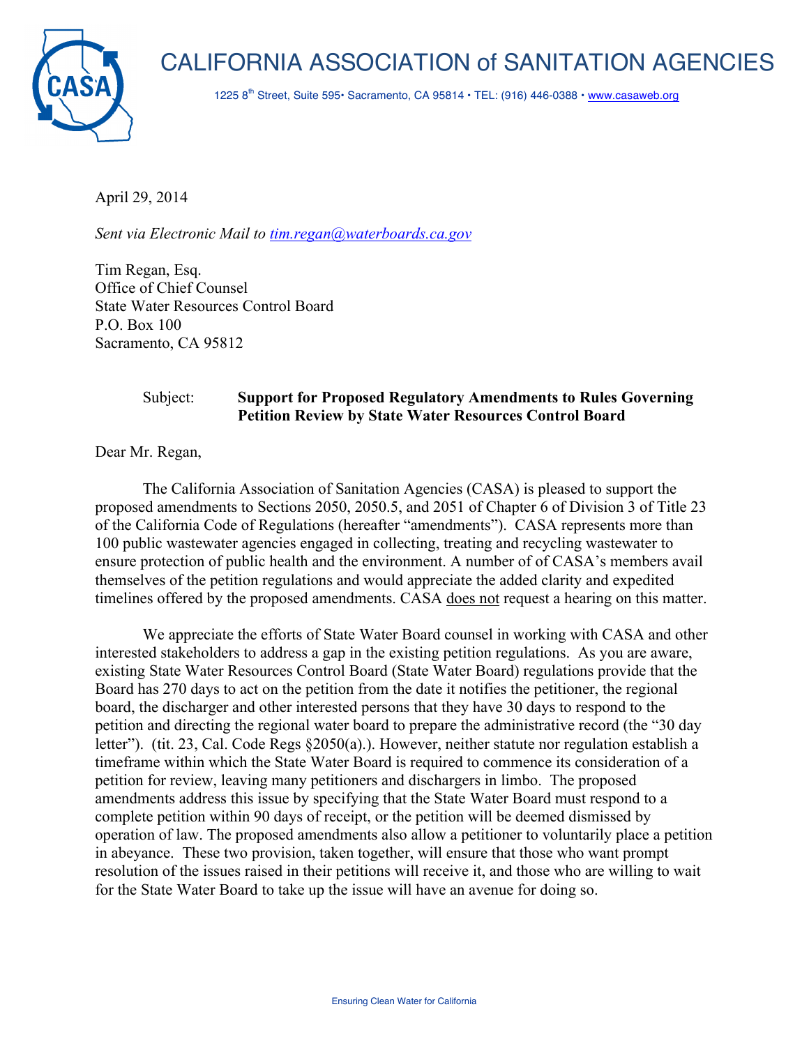# CALIFORNIA ASSOCIATION of SANITATION AGENCIES

1225 8th Street, Suite 595• Sacramento, CA 95814 • TEL: (916) 446-0388 • www.casaweb.org

April 29, 2014

*Sent via Electronic Mail to tim.regan@waterboards.ca.gov*

Tim Regan, Esq.
Office of Chief Counsel
State Water Resources Control Board
P.O. Box 100
Sacramento, CA 95812

Subject: **Support for Proposed Regulatory Amendments to Rules Governing Petition Review by State Water Resources Control Board**

Dear Mr. Regan,

The California Association of Sanitation Agencies (CASA) is pleased to support the proposed amendments to Sections 2050, 2050.5, and 2051 of Chapter 6 of Division 3 of Title 23 of the California Code of Regulations (hereafter "amendments"). CASA represents more than 100 public wastewater agencies engaged in collecting, treating and recycling wastewater to ensure protection of public health and the environment. A number of of CASA's members avail themselves of the petition regulations and would appreciate the added clarity and expedited timelines offered by the proposed amendments. CASA does not request a hearing on this matter.

We appreciate the efforts of State Water Board counsel in working with CASA and other interested stakeholders to address a gap in the existing petition regulations. As you are aware, existing State Water Resources Control Board (State Water Board) regulations provide that the Board has 270 days to act on the petition from the date it notifies the petitioner, the regional board, the discharger and other interested persons that they have 30 days to respond to the petition and directing the regional water board to prepare the administrative record (the "30 day letter"). (tit. 23, Cal. Code Regs §2050(a).). However, neither statute nor regulation establish a timeframe within which the State Water Board is required to commence its consideration of a petition for review, leaving many petitioners and dischargers in limbo. The proposed amendments address this issue by specifying that the State Water Board must respond to a complete petition within 90 days of receipt, or the petition will be deemed dismissed by operation of law. The proposed amendments also allow a petitioner to voluntarily place a petition in abeyance. These two provision, taken together, will ensure that those who want prompt resolution of the issues raised in their petitions will receive it, and those who are willing to wait for the State Water Board to take up the issue will have an avenue for doing so.

Ensuring Clean Water for California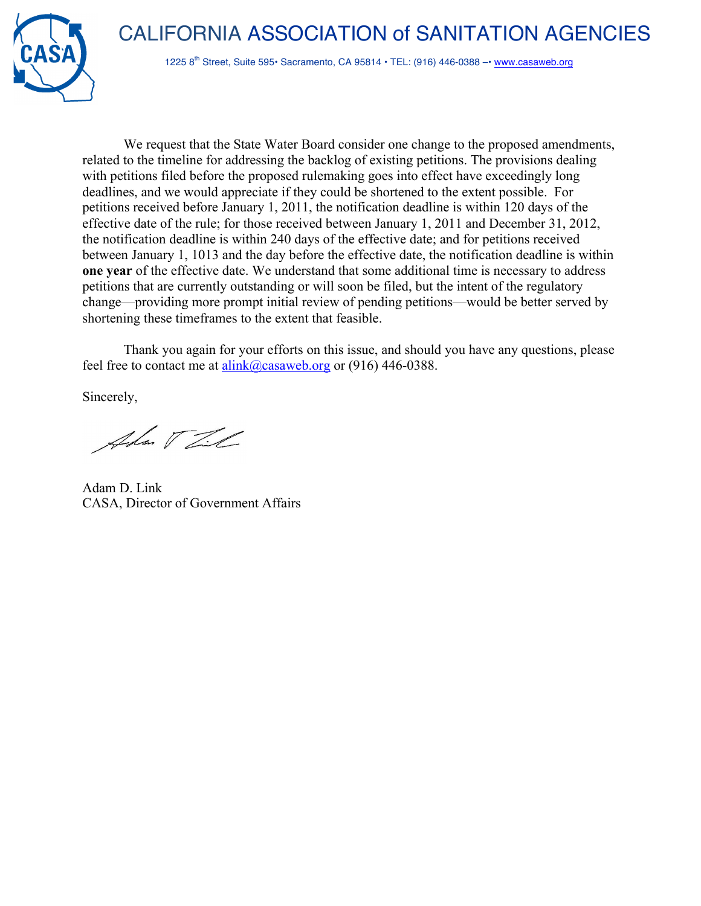We request that the State Water Board consider one change to the proposed amendments, related to the timeline for addressing the backlog of existing petitions. The provisions dealing with petitions filed before the proposed rulemaking goes into effect have exceedingly long deadlines, and we would appreciate if they could be shortened to the extent possible. For petitions received before January 1, 2011, the notification deadline is within 120 days of the effective date of the rule; for those received between January 1, 2011 and December 31, 2012, the notification deadline is within 240 days of the effective date; and for petitions received between January 1, 1013 and the day before the effective date, the notification deadline is within **one year** of the effective date. We understand that some additional time is necessary to address petitions that are currently outstanding or will soon be filed, but the intent of the regulatory change—providing more prompt initial review of pending petitions—would be better served by shortening these timeframes to the extent that feasible.

Thank you again for your efforts on this issue, and should you have any questions, please feel free to contact me at alink@casaweb.org or (916) 446-0388.

Sincerely,

Adam D. Link
CASA, Director of Government Affairs